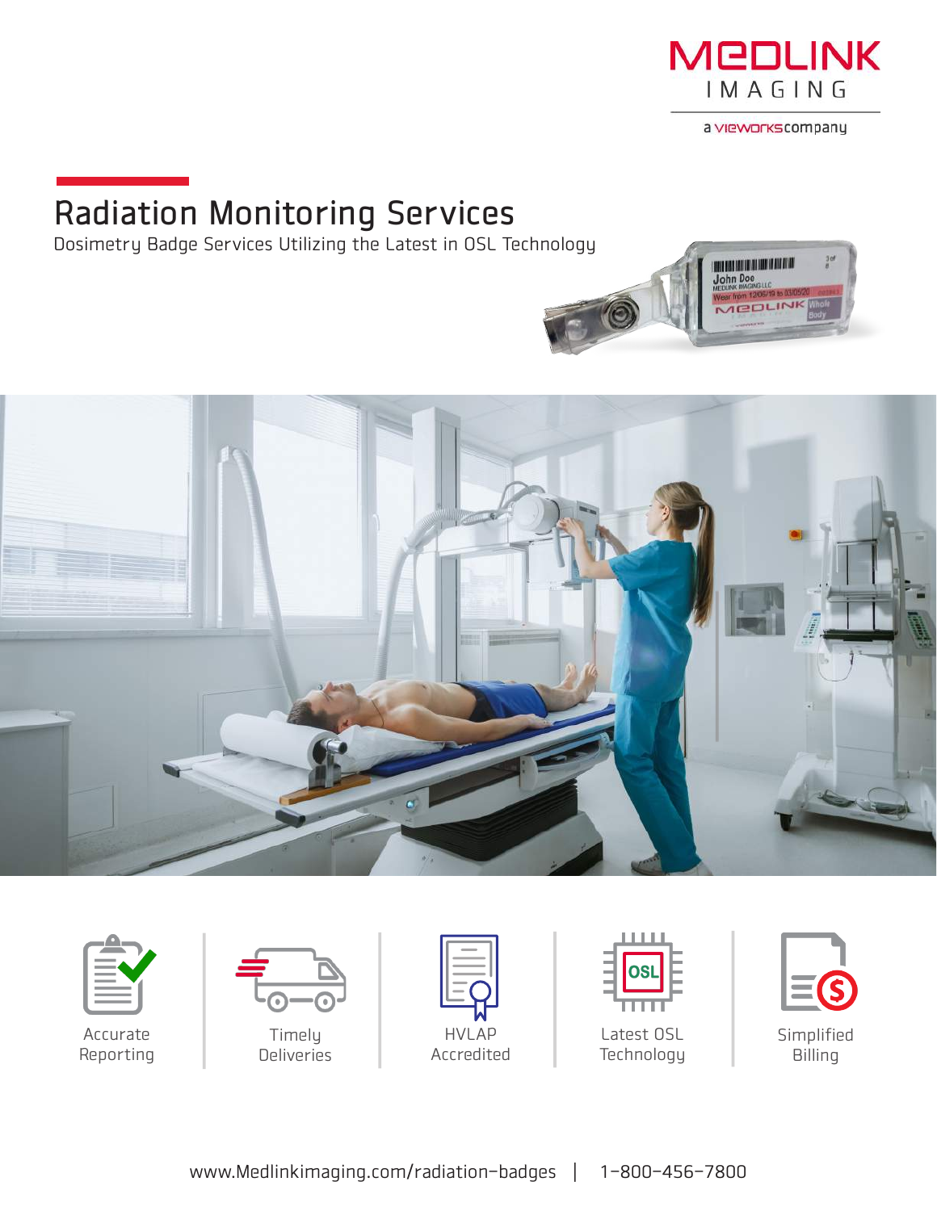MEDLINK IMAGING

a VIEWORKS company

# Radiation Monitoring Services

Dosimetry Badge Services Utilizing the Latest in OSL Technology

- Accurate Reporting
- Timely Deliveries
- HVLAP Accredited
- Latest OSL Technology
- Simplified Billing

www.Medlinkimaging.com/radiation-badges | 1-800-456-7800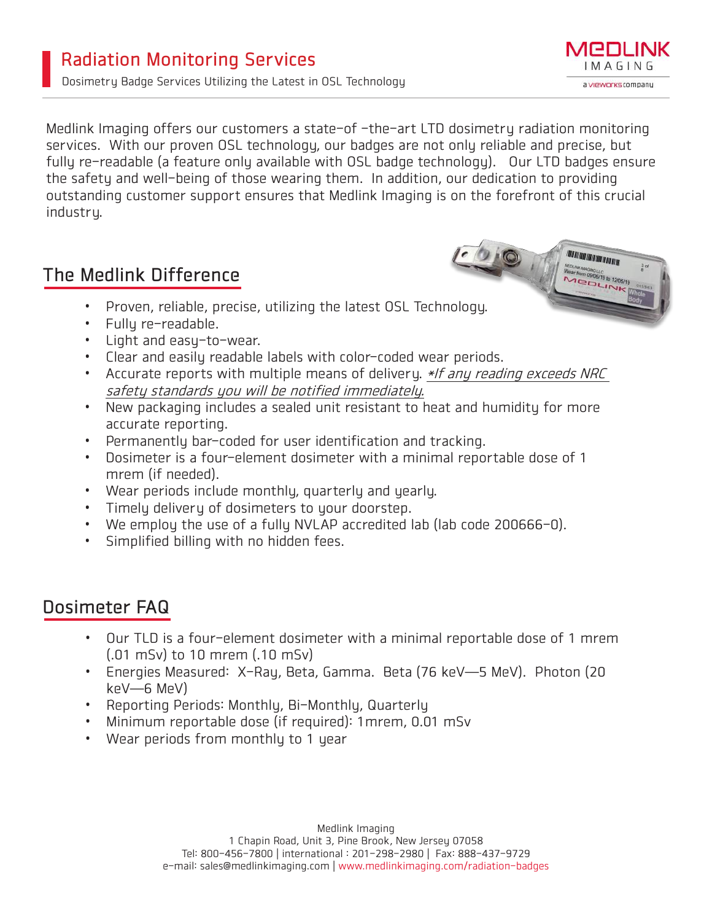# Radiation Monitoring Services

Dosimetry Badge Services Utilizing the Latest in OSL Technology

Medlink Imaging offers our customers a state-of -the-art LTD dosimetry radiation monitoring services. With our proven OSL technology, our badges are not only reliable and precise, but fully re-readable (a feature only available with OSL badge technology). Our LTD badges ensure the safety and well-being of those wearing them. In addition, our dedication to providing outstanding customer support ensures that Medlink Imaging is on the forefront of this crucial industry.

## The Medlink Difference

- Proven, reliable, precise, utilizing the latest OSL Technology.
- Fully re-readable.
- Light and easy-to-wear.
- Clear and easily readable labels with color-coded wear periods.
- Accurate reports with multiple means of delivery. *\*If any reading exceeds NRC safety standards you will be notified immediately.*
- New packaging includes a sealed unit resistant to heat and humidity for more accurate reporting.
- Permanently bar-coded for user identification and tracking.
- Dosimeter is a four-element dosimeter with a minimal reportable dose of 1 mrem (if needed).
- Wear periods include monthly, quarterly and yearly.
- Timely delivery of dosimeters to your doorstep.
- We employ the use of a fully NVLAP accredited lab (lab code 200666-0).
- Simplified billing with no hidden fees.

## Dosimeter FAQ

- Our TLD is a four-element dosimeter with a minimal reportable dose of 1 mrem (.01 mSv) to 10 mrem (.10 mSv)
- Energies Measured: X-Ray, Beta, Gamma. Beta (76 keV—5 MeV). Photon (20 keV—6 MeV)
- Reporting Periods: Monthly, Bi-Monthly, Quarterly
- Minimum reportable dose (if required): 1mrem, 0.01 mSv
- Wear periods from monthly to 1 year

Medlink Imaging
1 Chapin Road, Unit 3, Pine Brook, New Jersey 07058
Tel: 800-456-7800 | international : 201-298-2980 | Fax: 888-437-9729
e-mail: sales@medlinkimaging.com | www.medlinkimaging.com/radiation-badges